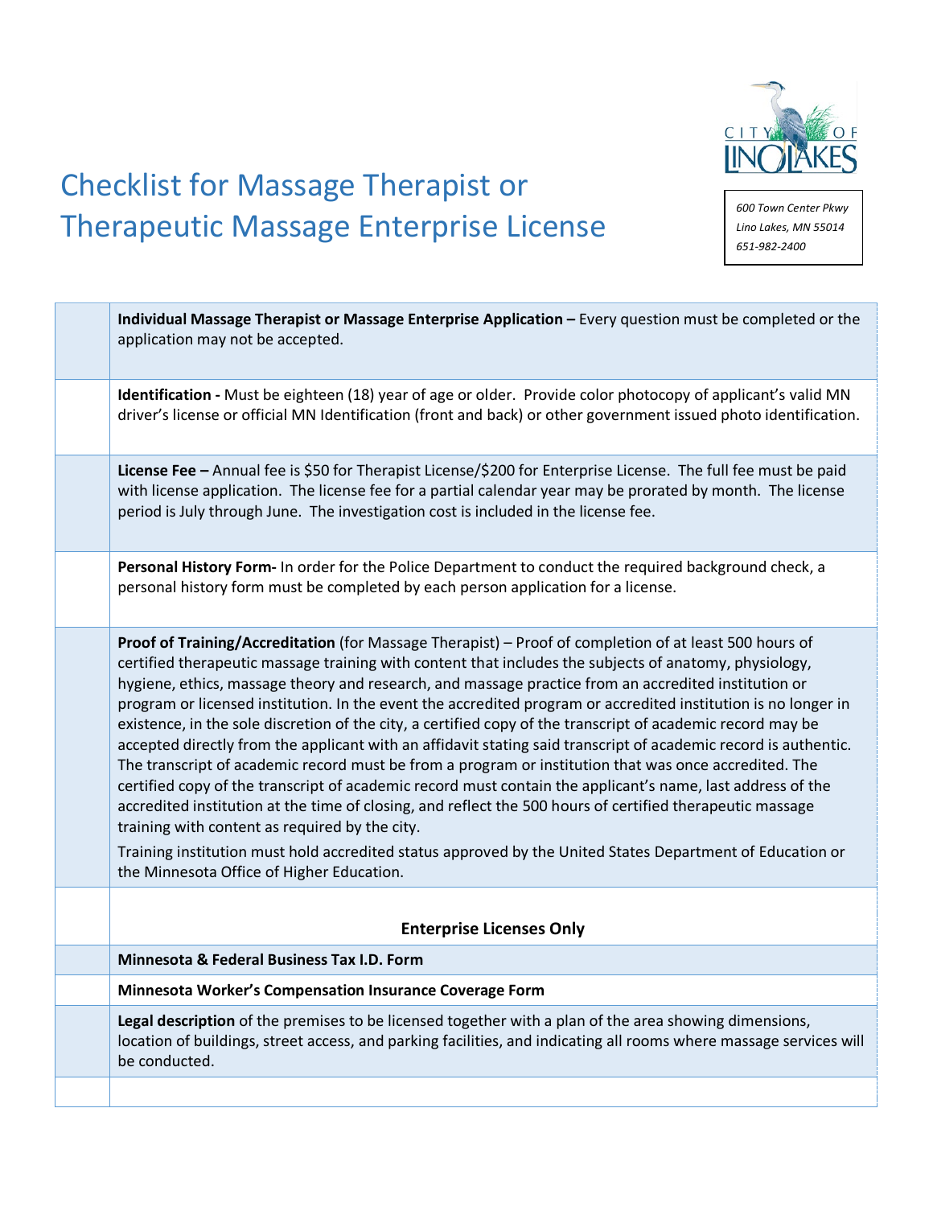# Checklist for Massage Therapist or Therapeutic Massage Enterprise License

CITY OF LINO LAKES

*600 Town Center Pkwy*
*Lino Lakes, MN 55014*
*651-982-2400*

| | |
|---|---|
| | **Individual Massage Therapist or Massage Enterprise Application –** Every question must be completed or the application may not be accepted. |
| | **Identification -** Must be eighteen (18) year of age or older. Provide color photocopy of applicant's valid MN driver's license or official MN Identification (front and back) or other government issued photo identification. |
| | **License Fee –** Annual fee is $50 for Therapist License/$200 for Enterprise License. The full fee must be paid with license application. The license fee for a partial calendar year may be prorated by month. The license period is July through June. The investigation cost is included in the license fee. |
| | **Personal History Form-** In order for the Police Department to conduct the required background check, a personal history form must be completed by each person application for a license. |
| | **Proof of Training/Accreditation** (for Massage Therapist) – Proof of completion of at least 500 hours of certified therapeutic massage training with content that includes the subjects of anatomy, physiology, hygiene, ethics, massage theory and research, and massage practice from an accredited institution or program or licensed institution. In the event the accredited program or accredited institution is no longer in existence, in the sole discretion of the city, a certified copy of the transcript of academic record may be accepted directly from the applicant with an affidavit stating said transcript of academic record is authentic. The transcript of academic record must be from a program or institution that was once accredited. The certified copy of the transcript of academic record must contain the applicant's name, last address of the accredited institution at the time of closing, and reflect the 500 hours of certified therapeutic massage training with content as required by the city.<br><br>Training institution must hold accredited status approved by the United States Department of Education or the Minnesota Office of Higher Education. |
| | **Enterprise Licenses Only** |
| | **Minnesota & Federal Business Tax I.D. Form** |
| | **Minnesota Worker's Compensation Insurance Coverage Form** |
| | **Legal description** of the premises to be licensed together with a plan of the area showing dimensions, location of buildings, street access, and parking facilities, and indicating all rooms where massage services will be conducted. |
| | |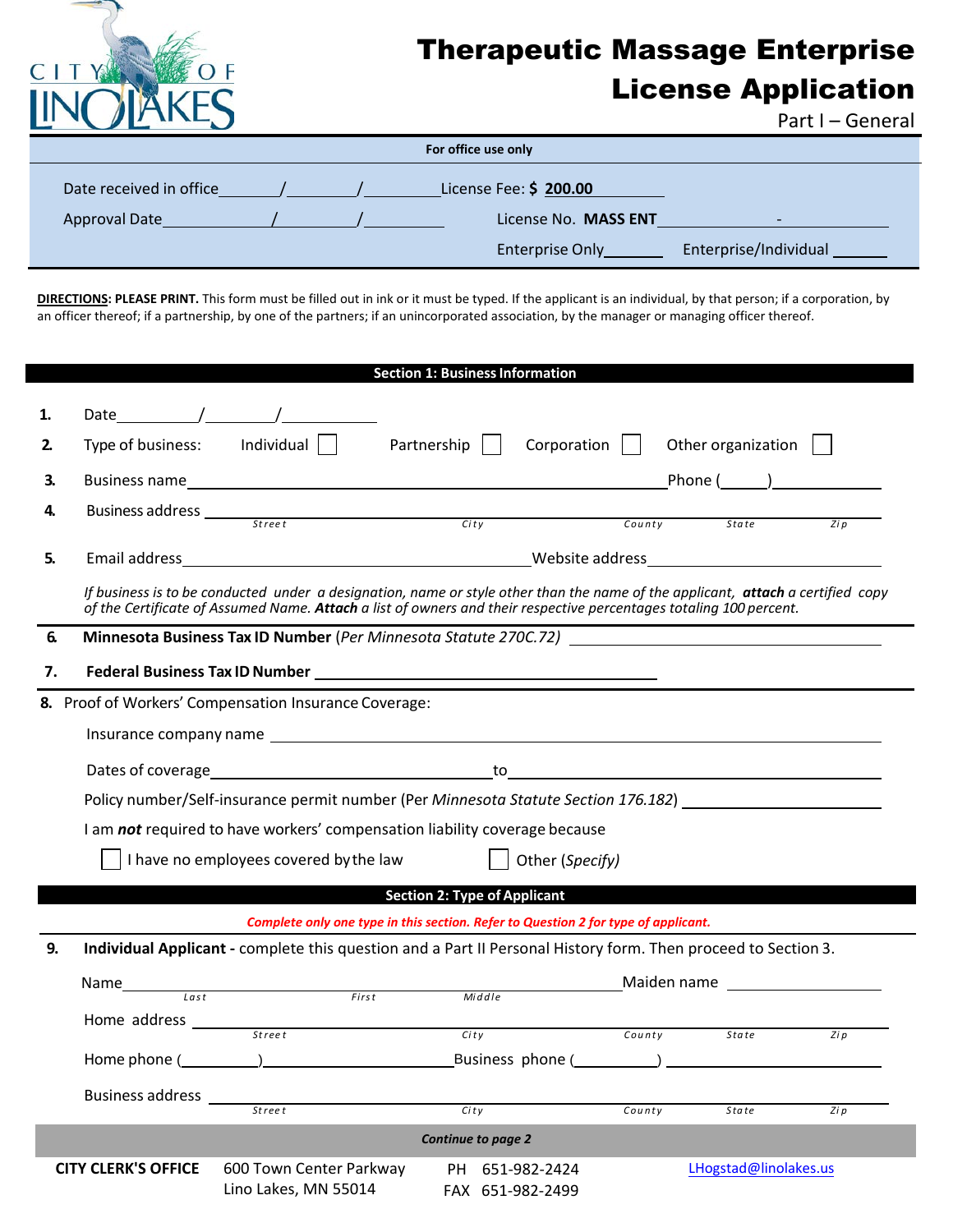# Therapeutic Massage Enterprise License Application

Part I – General

| For office use only | |
|---|---|
| Date received in office ______/______/______ | License Fee: **$ 200.00** |
| Approval Date ______/______/______ | License No. **MASS ENT** ______ - ______ |
| | Enterprise Only______ Enterprise/Individual ______ |

**DIRECTIONS: PLEASE PRINT.** This form must be filled out in ink or it must be typed. If the applicant is an individual, by that person; if a corporation, by an officer thereof; if a partnership, by one of the partners; if an unincorporated association, by the manager or managing officer thereof.

## Section 1: Business Information

1. Date______/______/______
2. Type of business: Individual ☐ Partnership ☐ Corporation ☐ Other organization ☐
3. Business name ______________________ Phone (_____)__________
4. Business address ______________________
   Street City County State Zip
5. Email address ______________________ Website address ______________________

*If business is to be conducted under a designation, name or style other than the name of the applicant, **attach** a certified copy of the Certificate of Assumed Name. **Attach** a list of owners and their respective percentages totaling 100 percent.*

6. **Minnesota Business Tax ID Number** (*Per Minnesota Statute 270C.72*) ______________________
7. **Federal Business Tax ID Number** ______________________
8. Proof of Workers' Compensation Insurance Coverage:

   Insurance company name ______________________

   Dates of coverage ______________________ to ______________________

   Policy number/Self-insurance permit number (Per *Minnesota Statute Section 176.182*) ______________________

   I am ***not*** required to have workers' compensation liability coverage because

   ☐ I have no employees covered by the law ☐ Other (*Specify*)

## Section 2: Type of Applicant

***Complete only one type in this section. Refer to Question 2 for type of applicant.***

9. **Individual Applicant -** complete this question and a Part II Personal History form. Then proceed to Section 3.

   Name ______________________ Maiden name ______________________
   Last First Middle

   Home address ______________________
   Street City County State Zip

   Home phone (_______)______________ Business phone (_______) ______________

   Business address ______________________
   Street City County State Zip

***Continue to page 2***

**CITY CLERK'S OFFICE** 600 Town Center Parkway, Lino Lakes, MN 55014 PH 651-982-2424 FAX 651-982-2499 LHogstad@linolakes.us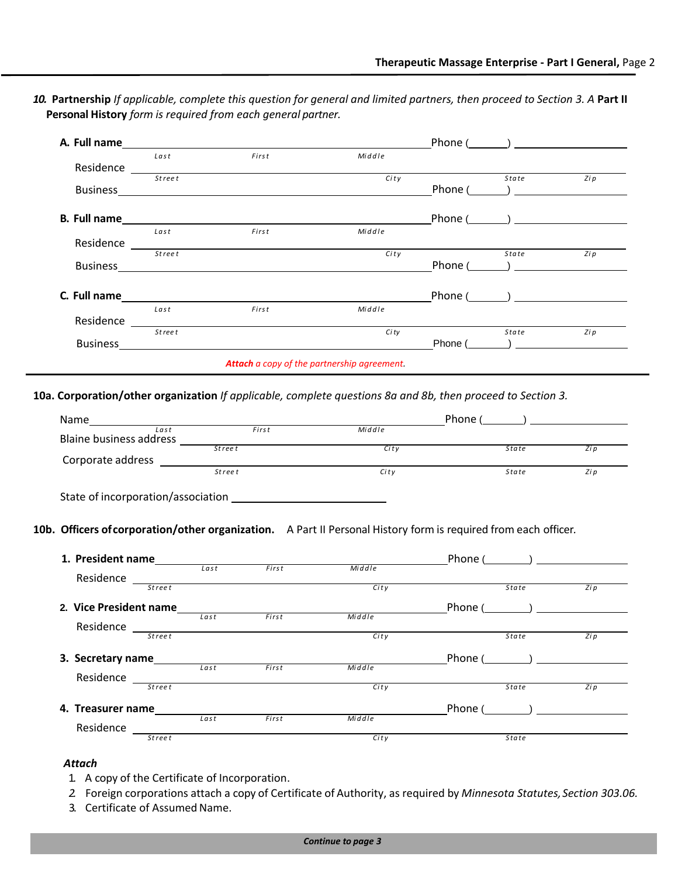**10. Partnership** *If applicable, complete this question for general and limited partners, then proceed to Section 3. A* **Part II Personal History** *form is required from each general partner.*

**A. Full name** ______________________________________________ Phone (______) ______________
*Last First Middle*

Residence ______________________________________________
*Street City State Zip*

Business ______________________________________________ Phone (______) ______________

**B. Full name** ______________________________________________ Phone (______) ______________
*Last First Middle*

Residence ______________________________________________
*Street City State Zip*

Business ______________________________________________ Phone (______) ______________

**C. Full name** ______________________________________________ Phone (______) ______________
*Last First Middle*

Residence ______________________________________________
*Street City State Zip*

Business ______________________________________________ Phone (______) ______________

***Attach** a copy of the partnership agreement.*

---

**10a. Corporation/other organization** *If applicable, complete questions 8a and 8b, then proceed to Section 3.*

Name ______________________________________________ Phone (______) ______________
*Last First Middle*

Blaine business address ______________________________________________
*Street City State Zip*

Corporate address ______________________________________________
*Street City State Zip*

State of incorporation/association ______________________

**10b. Officers of corporation/other organization.** A Part II Personal History form is required from each officer.

**1. President name** ______________________________________________ Phone (______) ______________
*Last First Middle*

Residence ______________________________________________
*Street City State Zip*

**2. Vice President name** ______________________________________________ Phone (______) ______________
*Last First Middle*

Residence ______________________________________________
*Street City State Zip*

**3. Secretary name** ______________________________________________ Phone (______) ______________
*Last First Middle*

Residence ______________________________________________
*Street City State Zip*

**4. Treasurer name** ______________________________________________ Phone (______) ______________
*Last First Middle*

Residence ______________________________________________
*Street City State*

***Attach***

1. A copy of the Certificate of Incorporation.
2. Foreign corporations attach a copy of Certificate of Authority, as required by *Minnesota Statutes, Section 303.06.*
3. Certificate of Assumed Name.

***Continue to page 3***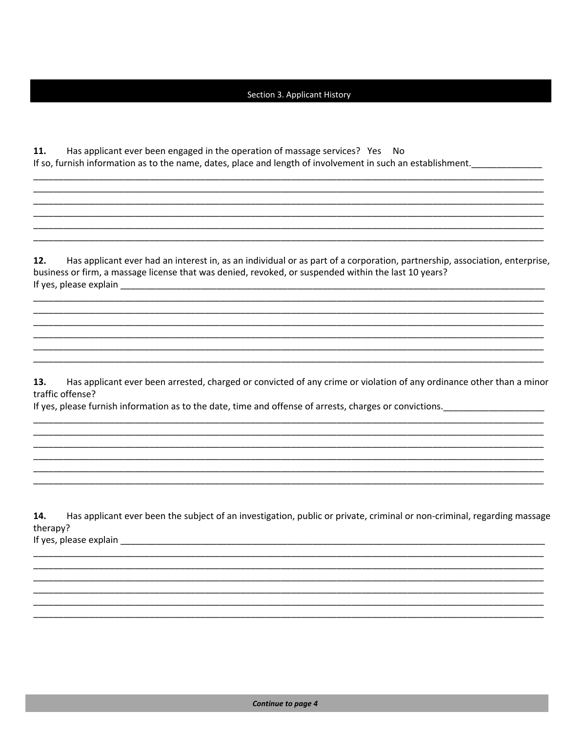## Section 3. Applicant History

**11.** Has applicant ever been engaged in the operation of massage services? Yes No
If so, furnish information as to the name, dates, place and length of involvement in such an establishment.______________
____________________________________________________________________________________________________
____________________________________________________________________________________________________
____________________________________________________________________________________________________
____________________________________________________________________________________________________
____________________________________________________________________________________________________
____________________________________________________________________________________________________

**12.** Has applicant ever had an interest in, as an individual or as part of a corporation, partnership, association, enterprise, business or firm, a massage license that was denied, revoked, or suspended within the last 10 years?
If yes, please explain ___________________________________________________________________________________
____________________________________________________________________________________________________
____________________________________________________________________________________________________
____________________________________________________________________________________________________
____________________________________________________________________________________________________
____________________________________________________________________________________________________
____________________________________________________________________________________________________

**13.** Has applicant ever been arrested, charged or convicted of any crime or violation of any ordinance other than a minor traffic offense?
If yes, please furnish information as to the date, time and offense of arrests, charges or convictions.____________________
____________________________________________________________________________________________________
____________________________________________________________________________________________________
____________________________________________________________________________________________________
____________________________________________________________________________________________________
____________________________________________________________________________________________________
____________________________________________________________________________________________________

**14.** Has applicant ever been the subject of an investigation, public or private, criminal or non-criminal, regarding massage therapy?
If yes, please explain ___________________________________________________________________________________
____________________________________________________________________________________________________
____________________________________________________________________________________________________
____________________________________________________________________________________________________
____________________________________________________________________________________________________
____________________________________________________________________________________________________
____________________________________________________________________________________________________

***Continue to page 4***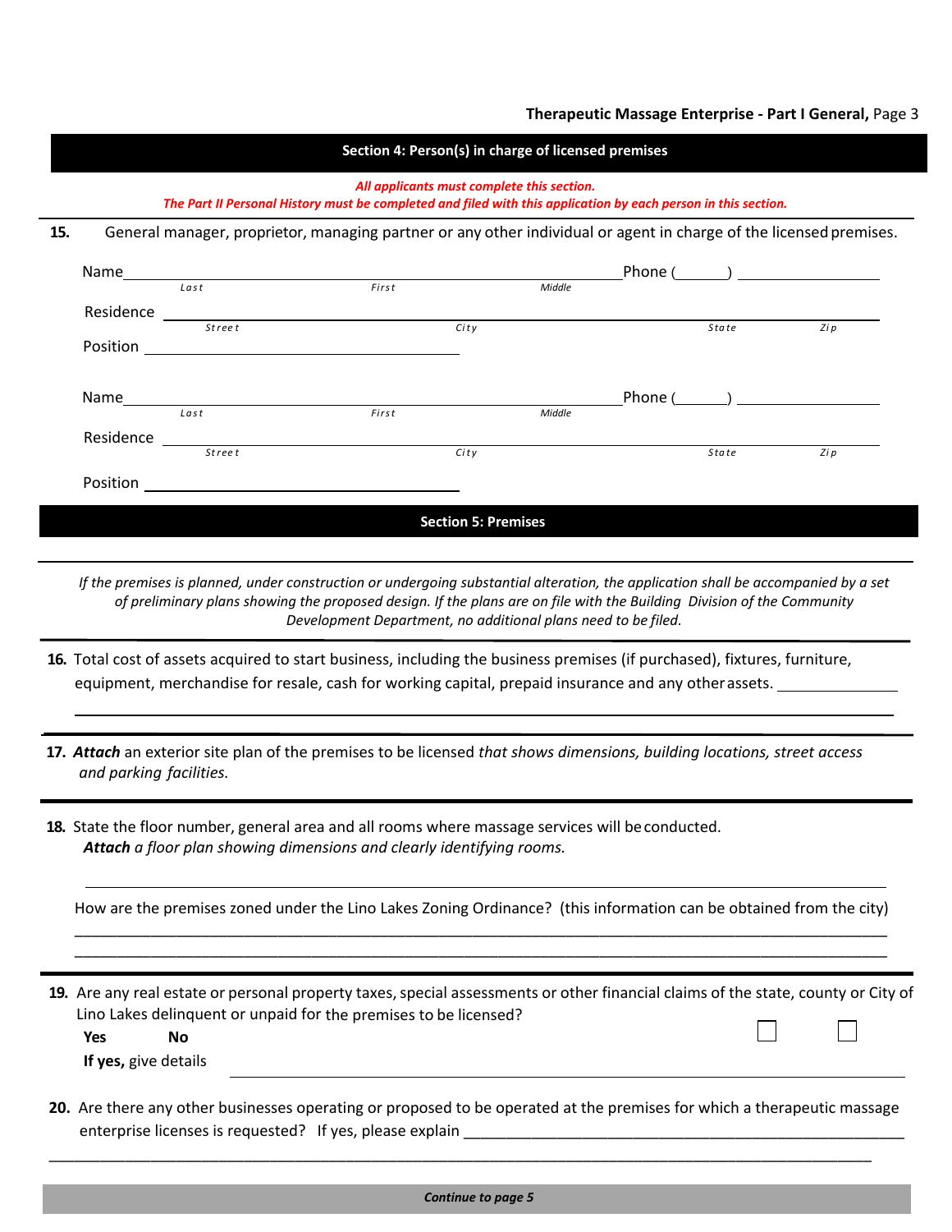## Section 4: Person(s) in charge of licensed premises

***All applicants must complete this section.***
***The Part II Personal History must be completed and filed with this application by each person in this section.***

**15.** General manager, proprietor, managing partner or any other individual or agent in charge of the licensed premises.

Name ______________________________________________ Phone (______) ________________
*Last* *First* *Middle*

Residence ______________________________________________________________________
*Street* *City* *State* *Zip*

Position ______________________________

Name ______________________________________________ Phone (______) ________________
*Last* *First* *Middle*

Residence ______________________________________________________________________
*Street* *City* *State* *Zip*

Position ______________________________

## Section 5: Premises

*If the premises is planned, under construction or undergoing substantial alteration, the application shall be accompanied by a set of preliminary plans showing the proposed design. If the plans are on file with the Building Division of the Community Development Department, no additional plans need to be filed.*

**16.** Total cost of assets acquired to start business, including the business premises (if purchased), fixtures, furniture, equipment, merchandise for resale, cash for working capital, prepaid insurance and any other assets. ______________

______________________________________________________________________

**17.** ***Attach*** an exterior site plan of the premises to be licensed *that shows dimensions, building locations, street access and parking facilities.*

**18.** State the floor number, general area and all rooms where massage services will be conducted.
***Attach*** *a floor plan showing dimensions and clearly identifying rooms.*

______________________________________________________________________

How are the premises zoned under the Lino Lakes Zoning Ordinance? (this information can be obtained from the city)

______________________________________________________________________

______________________________________________________________________

**19.** Are any real estate or personal property taxes, special assessments or other financial claims of the state, county or City of Lino Lakes delinquent or unpaid for the premises to be licensed?

**Yes** ☐ **No** ☐

**If yes,** give details ______________________________________________________________________

**20.** Are there any other businesses operating or proposed to be operated at the premises for which a therapeutic massage enterprise licenses is requested? If yes, please explain ______________________________________________

______________________________________________________________________

***Continue to page 5***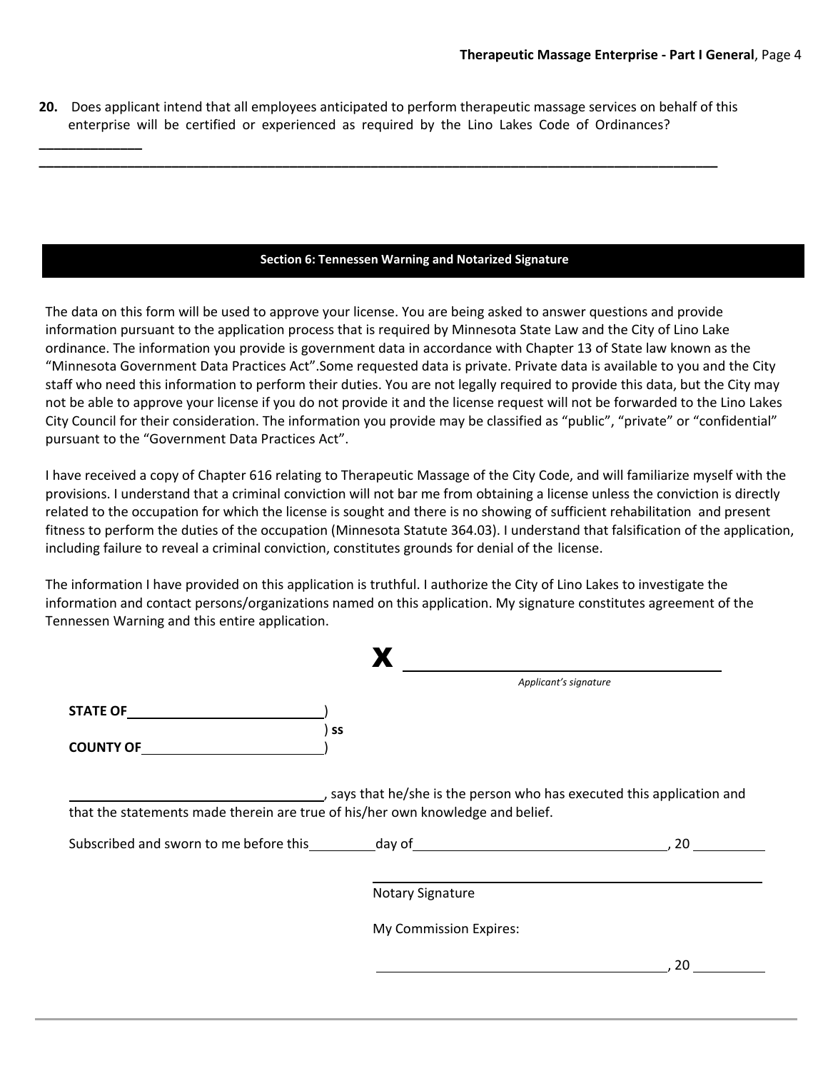**20.** Does applicant intend that all employees anticipated to perform therapeutic massage services on behalf of this enterprise will be certified or experienced as required by the Lino Lakes Code of Ordinances? ______________

________________________________________________________________________________________________

## Section 6: Tennessen Warning and Notarized Signature

The data on this form will be used to approve your license. You are being asked to answer questions and provide information pursuant to the application process that is required by Minnesota State Law and the City of Lino Lake ordinance. The information you provide is government data in accordance with Chapter 13 of State law known as the "Minnesota Government Data Practices Act".Some requested data is private. Private data is available to you and the City staff who need this information to perform their duties. You are not legally required to provide this data, but the City may not be able to approve your license if you do not provide it and the license request will not be forwarded to the Lino Lakes City Council for their consideration. The information you provide may be classified as "public", "private" or "confidential" pursuant to the "Government Data Practices Act".

I have received a copy of Chapter 616 relating to Therapeutic Massage of the City Code, and will familiarize myself with the provisions. I understand that a criminal conviction will not bar me from obtaining a license unless the conviction is directly related to the occupation for which the license is sought and there is no showing of sufficient rehabilitation and present fitness to perform the duties of the occupation (Minnesota Statute 364.03). I understand that falsification of the application, including failure to reveal a criminal conviction, constitutes grounds for denial of the license.

The information I have provided on this application is truthful. I authorize the City of Lino Lakes to investigate the information and contact persons/organizations named on this application. My signature constitutes agreement of the Tennessen Warning and this entire application.

**X** ____________________________________

*Applicant's signature*

**STATE OF** ____________________ )
) **ss**
**COUNTY OF** __________________ )

______________________________, says that he/she is the person who has executed this application and that the statements made therein are true of his/her own knowledge and belief.

Subscribed and sworn to me before this ________ day of ______________________________, 20 ________

____________________________________

Notary Signature

My Commission Expires:

____________________________________, 20 ________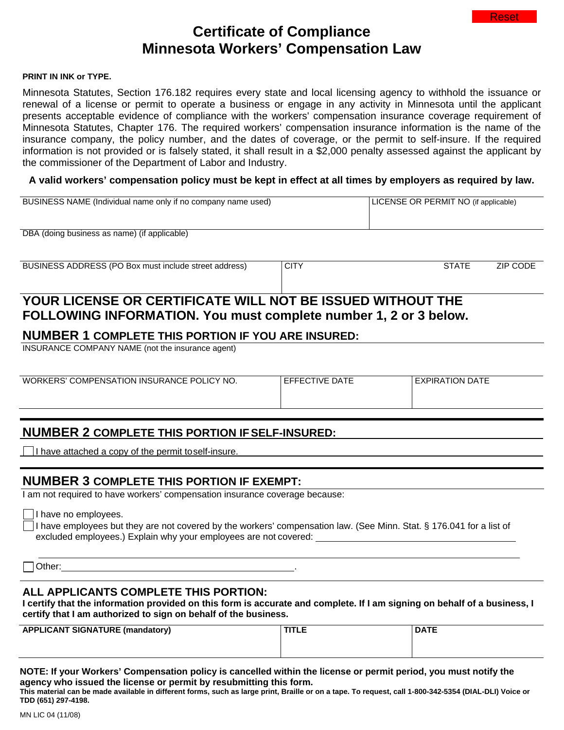# Certificate of Compliance
# Minnesota Workers' Compensation Law

**PRINT IN INK or TYPE.**

Minnesota Statutes, Section 176.182 requires every state and local licensing agency to withhold the issuance or renewal of a license or permit to operate a business or engage in any activity in Minnesota until the applicant presents acceptable evidence of compliance with the workers' compensation insurance coverage requirement of Minnesota Statutes, Chapter 176. The required workers' compensation insurance information is the name of the insurance company, the policy number, and the dates of coverage, or the permit to self-insure. If the required information is not provided or is falsely stated, it shall result in a $2,000 penalty assessed against the applicant by the commissioner of the Department of Labor and Industry.

**A valid workers' compensation policy must be kept in effect at all times by employers as required by law.**

| BUSINESS NAME (Individual name only if no company name used) | | | LICENSE OR PERMIT NO (if applicable) |
|---|---|---|---|
| DBA (doing business as name) (if applicable) | | | |
| BUSINESS ADDRESS (PO Box must include street address) | CITY | STATE | ZIP CODE |

## YOUR LICENSE OR CERTIFICATE WILL NOT BE ISSUED WITHOUT THE FOLLOWING INFORMATION. You must complete number 1, 2 or 3 below.

### NUMBER 1 COMPLETE THIS PORTION IF YOU ARE INSURED:

| INSURANCE COMPANY NAME (not the insurance agent) | | |
|---|---|---|
| WORKERS' COMPENSATION INSURANCE POLICY NO. | EFFECTIVE DATE | EXPIRATION DATE |

### NUMBER 2 COMPLETE THIS PORTION IF SELF-INSURED:

☐ I have attached a copy of the permit to self-insure.

### NUMBER 3 COMPLETE THIS PORTION IF EXEMPT:

I am not required to have workers' compensation insurance coverage because:

☐ I have no employees.

☐ I have employees but they are not covered by the workers' compensation law. (See Minn. Stat. § 176.041 for a list of excluded employees.) Explain why your employees are not covered: ______________________________

______________________________________________________________________

☐ Other:______________________________________________.

### ALL APPLICANTS COMPLETE THIS PORTION:

**I certify that the information provided on this form is accurate and complete. If I am signing on behalf of a business, I certify that I am authorized to sign on behalf of the business.**

| APPLICANT SIGNATURE (mandatory) | TITLE | DATE |
|---|---|---|
| | | |

**NOTE: If your Workers' Compensation policy is cancelled within the license or permit period, you must notify the agency who issued the license or permit by resubmitting this form.**

**This material can be made available in different forms, such as large print, Braille or on a tape. To request, call 1-800-342-5354 (DIAL-DLI) Voice or TDD (651) 297-4198.**

MN LIC 04 (11/08)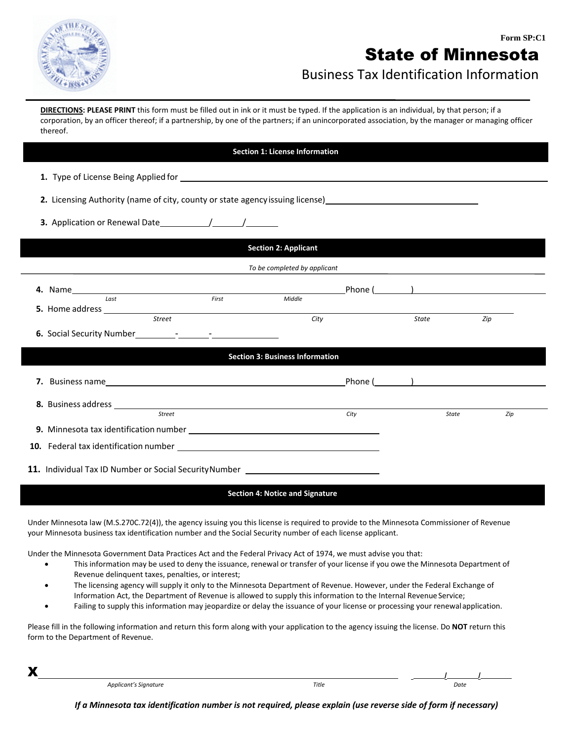Form SP:C1

# State of Minnesota

## Business Tax Identification Information

**DIRECTIONS: PLEASE PRINT** this form must be filled out in ink or it must be typed. If the application is an individual, by that person; if a corporation, by an officer thereof; if a partnership, by one of the partners; if an unincorporated association, by the manager or managing officer thereof.

### Section 1: License Information

**1.** Type of License Being Applied for ______________________________

**2.** Licensing Authority (name of city, county or state agency issuing license) ______________________________

**3.** Application or Renewal Date ______ / ______ / ______

### Section 2: Applicant

*To be completed by applicant*

**4.** Name ______________________________ Phone ( ______ ) ______________
*Last* *First* *Middle*

**5.** Home address ______________________________
*Street* *City* *State* *Zip*

**6.** Social Security Number ______ - ______ - ______

### Section 3: Business Information

**7.** Business name ______________________________ Phone ( ______ ) ______________

**8.** Business address ______________________________
*Street* *City* *State* *Zip*

**9.** Minnesota tax identification number ______________________________

**10.** Federal tax identification number ______________________________

**11.** Individual Tax ID Number or Social Security Number ______________________________

### Section 4: Notice and Signature

Under Minnesota law (M.S.270C.72(4)), the agency issuing you this license is required to provide to the Minnesota Commissioner of Revenue your Minnesota business tax identification number and the Social Security number of each license applicant.

Under the Minnesota Government Data Practices Act and the Federal Privacy Act of 1974, we must advise you that:

- This information may be used to deny the issuance, renewal or transfer of your license if you owe the Minnesota Department of Revenue delinquent taxes, penalties, or interest;
- The licensing agency will supply it only to the Minnesota Department of Revenue. However, under the Federal Exchange of Information Act, the Department of Revenue is allowed to supply this information to the Internal Revenue Service;
- Failing to supply this information may jeopardize or delay the issuance of your license or processing your renewal application.

Please fill in the following information and return this form along with your application to the agency issuing the license. Do **NOT** return this form to the Department of Revenue.

**X** ______________________________ ______ / ______ / ______
*Applicant's Signature* *Title* *Date*

***If a Minnesota tax identification number is not required, please explain (use reverse side of form if necessary)***